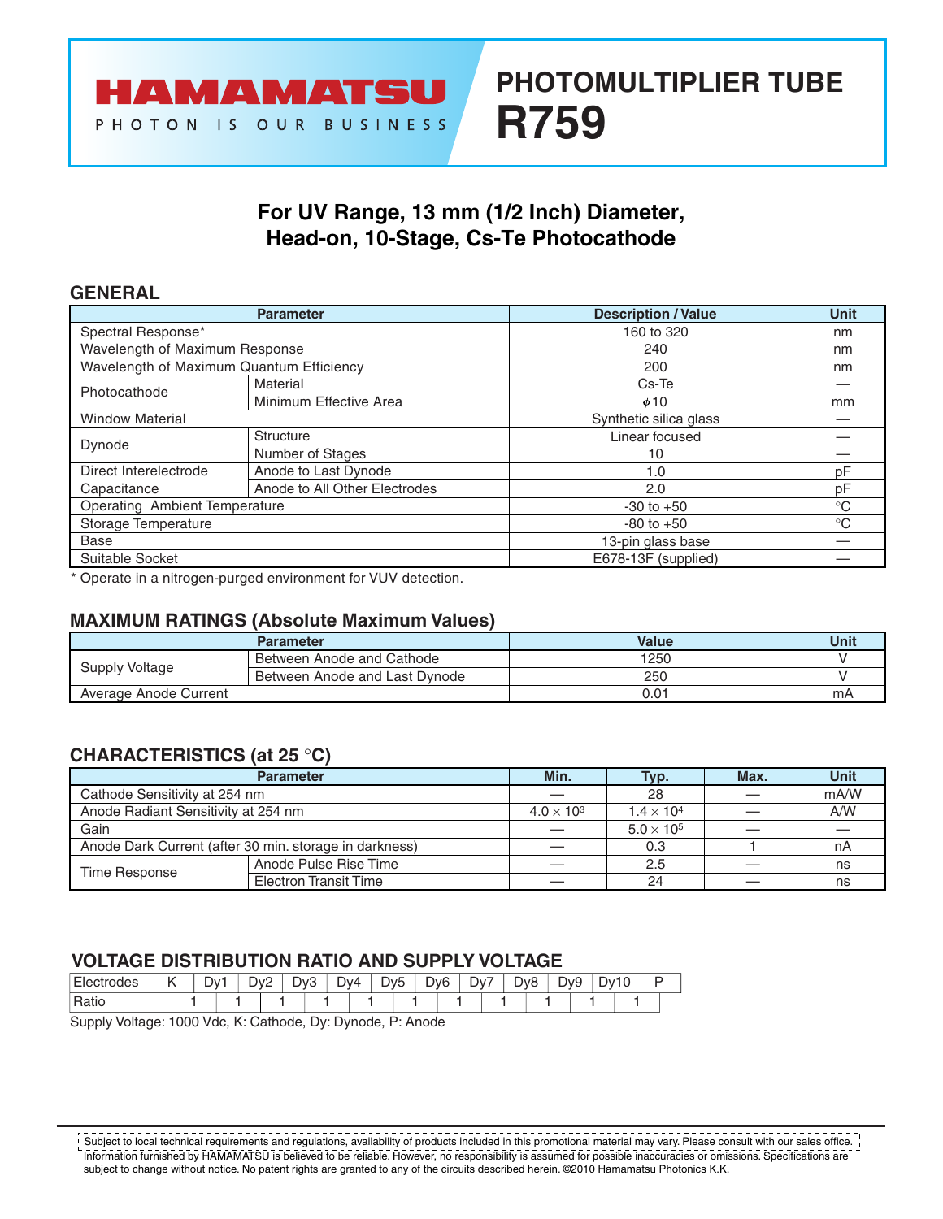HAMAMATSU

PHOTON IS OUR BUSINESS

# PHOTOMULTIPLIER TUBE R759

## For UV Range, 13 mm (1/2 Inch) Diameter, Head-on, 10-Stage, Cs-Te Photocathode

### GENERAL

| Parameter | | Description / Value | Unit |
|---|---|---|---|
| Spectral Response* | | 160 to 320 | nm |
| Wavelength of Maximum Response | | 240 | nm |
| Wavelength of Maximum Quantum Efficiency | | 200 | nm |
| Photocathode | Material | Cs-Te | — |
| | Minimum Effective Area | $\phi$10 | mm |
| Window Material | | Synthetic silica glass | — |
| Dynode | Structure | Linear focused | — |
| | Number of Stages | 10 | — |
| Direct Interelectrode Capacitance | Anode to Last Dynode | 1.0 | pF |
| | Anode to All Other Electrodes | 2.0 | pF |
| Operating Ambient Temperature | | -30 to +50 | °C |
| Storage Temperature | | -80 to +50 | °C |
| Base | | 13-pin glass base | — |
| Suitable Socket | | E678-13F (supplied) | — |

* Operate in a nitrogen-purged environment for VUV detection.

### MAXIMUM RATINGS (Absolute Maximum Values)

| Parameter | | Value | Unit |
|---|---|---|---|
| Supply Voltage | Between Anode and Cathode | 1250 | V |
| | Between Anode and Last Dynode | 250 | V |
| Average Anode Current | | 0.01 | mA |

### CHARACTERISTICS (at 25 °C)

| Parameter | | Min. | Typ. | Max. | Unit |
|---|---|---|---|---|---|
| Cathode Sensitivity at 254 nm | | — | 28 | — | mA/W |
| Anode Radiant Sensitivity at 254 nm | | $4.0 \times 10^3$ | $1.4 \times 10^4$ | — | A/W |
| Gain | | — | $5.0 \times 10^5$ | — | — |
| Anode Dark Current (after 30 min. storage in darkness) | | — | 0.3 | 1 | nA |
| Time Response | Anode Pulse Rise Time | — | 2.5 | — | ns |
| | Electron Transit Time | — | 24 | — | ns |

### VOLTAGE DISTRIBUTION RATIO AND SUPPLY VOLTAGE

| Electrodes | K | | Dy1 | | Dy2 | | Dy3 | | Dy4 | | Dy5 | | Dy6 | | Dy7 | | Dy8 | | Dy9 | | Dy10 | | P |
|---|---|---|---|---|---|---|---|---|---|---|---|---|---|---|---|---|---|---|---|---|---|---|---|
| Ratio | | 1 | | 1 | | 1 | | 1 | | 1 | | 1 | | 1 | | 1 | | 1 | | 1 | | 1 | |

Supply Voltage: 1000 Vdc, K: Cathode, Dy: Dynode, P: Anode

Subject to local technical requirements and regulations, availability of products included in this promotional material may vary. Please consult with our sales office. Information furnished by HAMAMATSU is believed to be reliable. However, no responsibility is assumed for possible inaccuracies or omissions. Specifications are subject to change without notice. No patent rights are granted to any of the circuits described herein. ©2010 Hamamatsu Photonics K.K.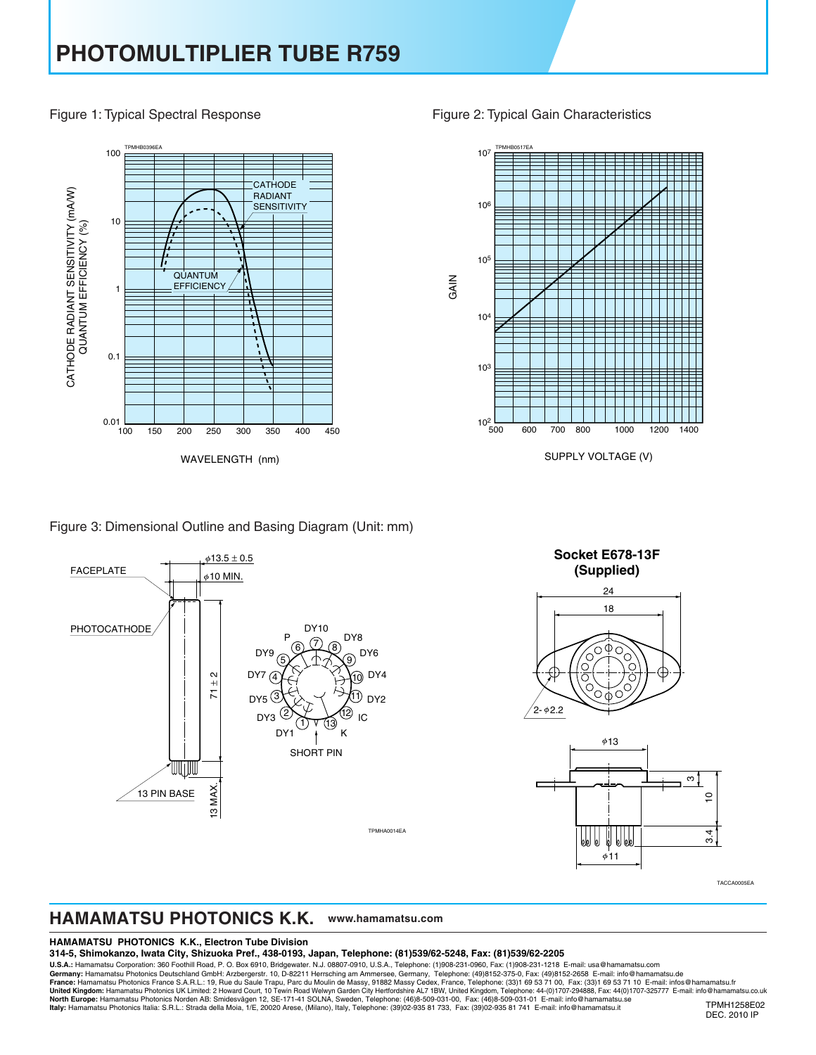# PHOTOMULTIPLIER TUBE R759

Figure 1: Typical Spectral Response

TPMHB0396EA

CATHODE RADIANT SENSITIVITY (mA/W)
QUANTUM EFFICIENCY (%)

100
10
1
0.1
0.01

CATHODE RADIANT SENSITIVITY

QUANTUM EFFICIENCY

100 150 200 250 300 350 400 450

WAVELENGTH (nm)

Figure 2: Typical Gain Characteristics

TPMHB0517EA

GAIN

$10^7$
$10^6$
$10^5$
$10^4$
$10^3$
$10^2$

500 600 700 800 1000 1200 1400

SUPPLY VOLTAGE (V)

Figure 3: Dimensional Outline and Basing Diagram (Unit: mm)

FACEPLATE

PHOTOCATHODE

$\phi$13.5 ± 0.5

$\phi$10 MIN.

71 ± 2

13 PIN BASE

13 MAX.

P, DY10, DY8, DY9, DY6, DY7, DY4, DY5, DY2, DY3, IC, DY1, K

SHORT PIN

TPMHA0014EA

**Socket E678-13F (Supplied)**

24

18

2- $\phi$2.2

$\phi$13

3

10

3.4

$\phi$11

TACCA0005EA

## HAMAMATSU PHOTONICS K.K. www.hamamatsu.com

**HAMAMATSU PHOTONICS K.K., Electron Tube Division**
**314-5, Shimokanzo, Iwata City, Shizuoka Pref., 438-0193, Japan, Telephone: (81)539/62-5248, Fax: (81)539/62-2205**

**U.S.A.:** Hamamatsu Corporation: 360 Foothill Road, P. O. Box 6910, Bridgewater. N.J. 08807-0910, U.S.A., Telephone: (1)908-231-0960, Fax: (1)908-231-1218 E-mail: usa@hamamatsu.com
**Germany:** Hamamatsu Photonics Deutschland GmbH: Arzbergerstr. 10, D-82211 Herrsching am Ammersee, Germany, Telephone: (49)8152-375-0, Fax: (49)8152-2658 E-mail: info@hamamatsu.de
**France:** Hamamatsu Photonics France S.A.R.L.: 19, Rue du Saule Trapu, Parc du Moulin de Massy, 91882 Massy Cedex, France, Telephone: (33)1 69 53 71 00, Fax: (33)1 69 53 71 10 E-mail: infos@hamamatsu.fr
**United Kingdom:** Hamamatsu Photonics UK Limited: 2 Howard Court, 10 Tewin Road Welwyn Garden City Hertfordshire AL7 1BW, United Kingdom, Telephone: 44-(0)1707-294888, Fax: 44(0)1707-325777 E-mail: info@hamamatsu.co.uk
**North Europe:** Hamamatsu Photonics Norden AB: Smidesvägen 12, SE-171-41 SOLNA, Sweden, Telephone: (46)8-509-031-00, Fax: (46)8-509-031-01 E-mail: info@hamamatsu.se
**Italy:** Hamamatsu Photonics Italia: S.R.L.: Strada della Moia, 1/E, 20020 Arese, (Milano), Italy, Telephone: (39)02-935 81 733, Fax: (39)02-935 81 741 E-mail: info@hamamatsu.it

TPMH1258E02
DEC. 2010 IP